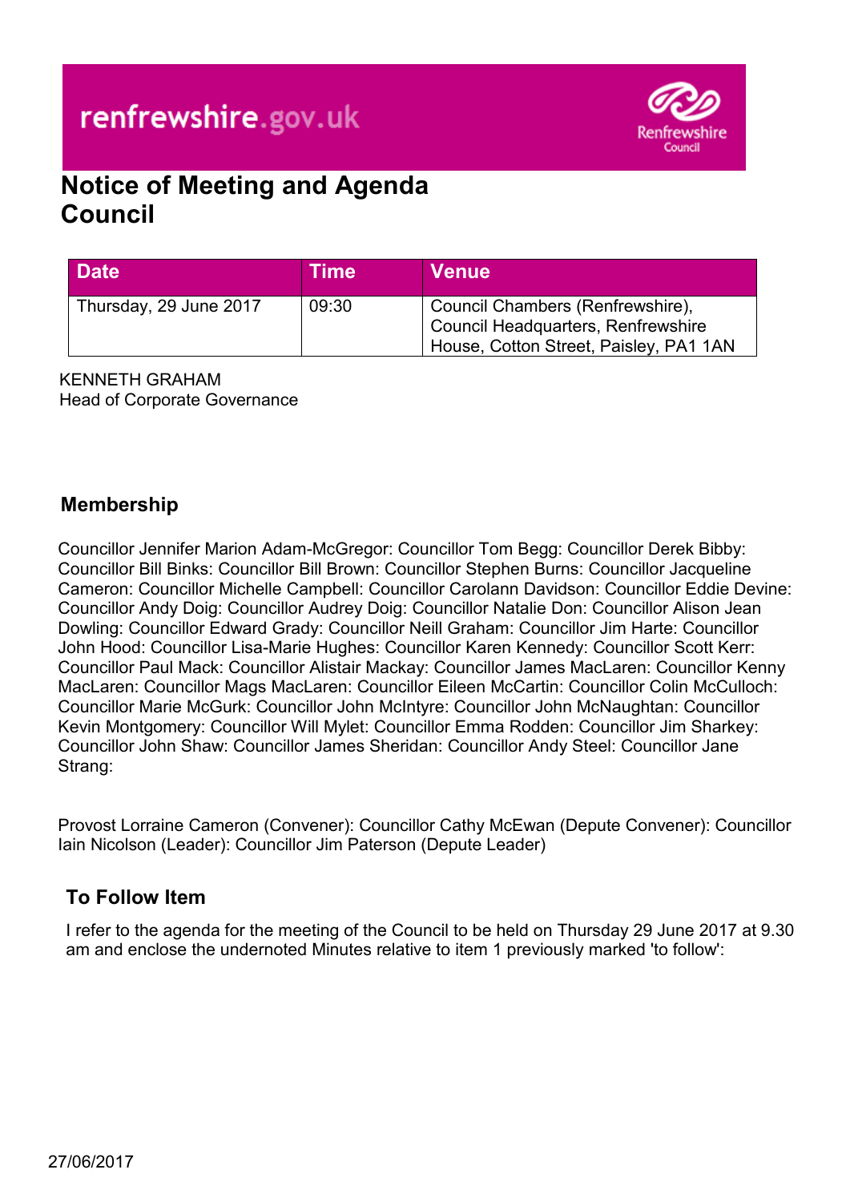renfrewshire.gov.uk

Renfrewshire Council

# Notice of Meeting and Agenda
# Council

| Date | Time | Venue |
|---|---|---|
| Thursday, 29 June 2017 | 09:30 | Council Chambers (Renfrewshire), Council Headquarters, Renfrewshire House, Cotton Street, Paisley, PA1 1AN |

KENNETH GRAHAM
Head of Corporate Governance

## Membership

Councillor Jennifer Marion Adam-McGregor: Councillor Tom Begg: Councillor Derek Bibby: Councillor Bill Binks: Councillor Bill Brown: Councillor Stephen Burns: Councillor Jacqueline Cameron: Councillor Michelle Campbell: Councillor Carolann Davidson: Councillor Eddie Devine: Councillor Andy Doig: Councillor Audrey Doig: Councillor Natalie Don: Councillor Alison Jean Dowling: Councillor Edward Grady: Councillor Neill Graham: Councillor Jim Harte: Councillor John Hood: Councillor Lisa-Marie Hughes: Councillor Karen Kennedy: Councillor Scott Kerr: Councillor Paul Mack: Councillor Alistair Mackay: Councillor James MacLaren: Councillor Kenny MacLaren: Councillor Mags MacLaren: Councillor Eileen McCartin: Councillor Colin McCulloch: Councillor Marie McGurk: Councillor John McIntyre: Councillor John McNaughtan: Councillor Kevin Montgomery: Councillor Will Mylet: Councillor Emma Rodden: Councillor Jim Sharkey: Councillor John Shaw: Councillor James Sheridan: Councillor Andy Steel: Councillor Jane Strang:

Provost Lorraine Cameron (Convener): Councillor Cathy McEwan (Depute Convener): Councillor Iain Nicolson (Leader): Councillor Jim Paterson (Depute Leader)

## To Follow Item

I refer to the agenda for the meeting of the Council to be held on Thursday 29 June 2017 at 9.30 am and enclose the undernoted Minutes relative to item 1 previously marked 'to follow':

27/06/2017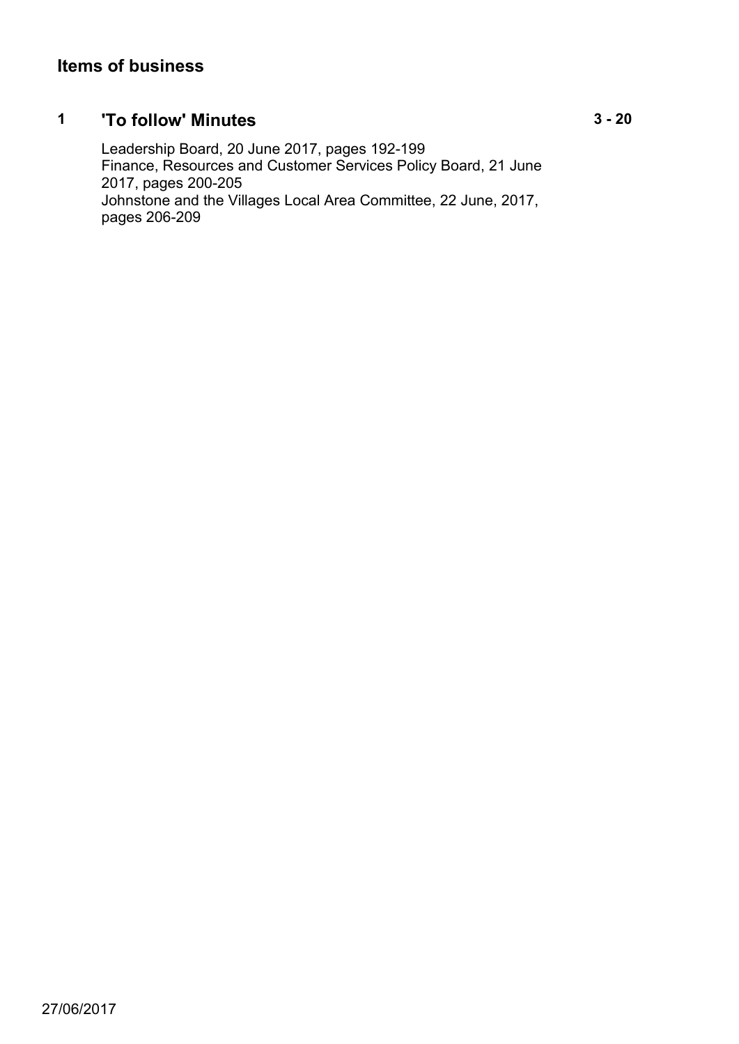## Items of business

### 1 'To follow' Minutes 3 - 20

Leadership Board, 20 June 2017, pages 192-199
Finance, Resources and Customer Services Policy Board, 21 June 2017, pages 200-205
Johnstone and the Villages Local Area Committee, 22 June, 2017, pages 206-209

27/06/2017